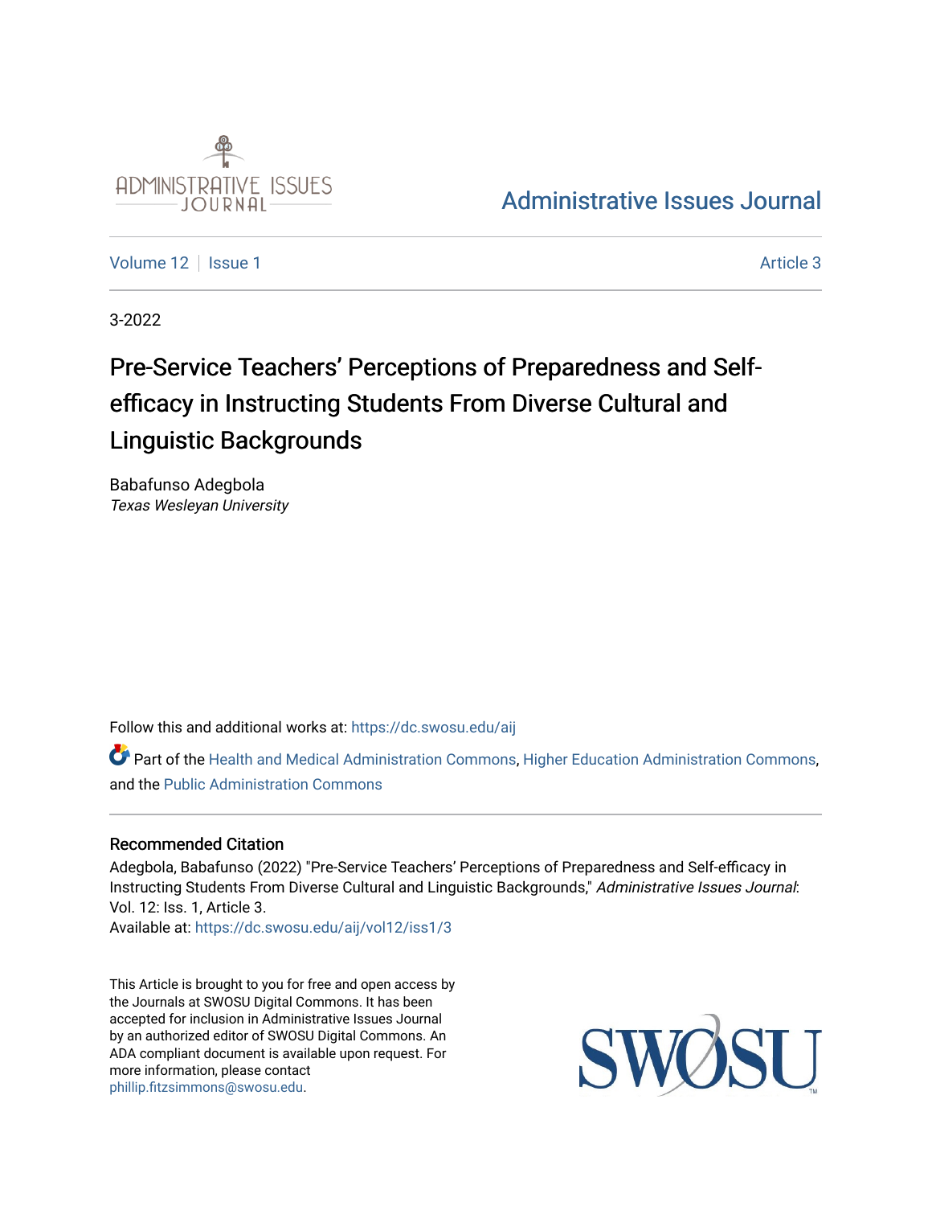Administrative Issues Journal

Volume 12 | Issue 1 Article 3

3-2022

# Pre-Service Teachers' Perceptions of Preparedness and Self-efficacy in Instructing Students From Diverse Cultural and Linguistic Backgrounds

Babafunso Adegbola
*Texas Wesleyan University*

Follow this and additional works at: https://dc.swosu.edu/aij

Part of the Health and Medical Administration Commons, Higher Education Administration Commons, and the Public Administration Commons

## Recommended Citation

Adegbola, Babafunso (2022) "Pre-Service Teachers' Perceptions of Preparedness and Self-efficacy in Instructing Students From Diverse Cultural and Linguistic Backgrounds," *Administrative Issues Journal*: Vol. 12: Iss. 1, Article 3.
Available at: https://dc.swosu.edu/aij/vol12/iss1/3

This Article is brought to you for free and open access by the Journals at SWOSU Digital Commons. It has been accepted for inclusion in Administrative Issues Journal by an authorized editor of SWOSU Digital Commons. An ADA compliant document is available upon request. For more information, please contact phillip.fitzsimmons@swosu.edu.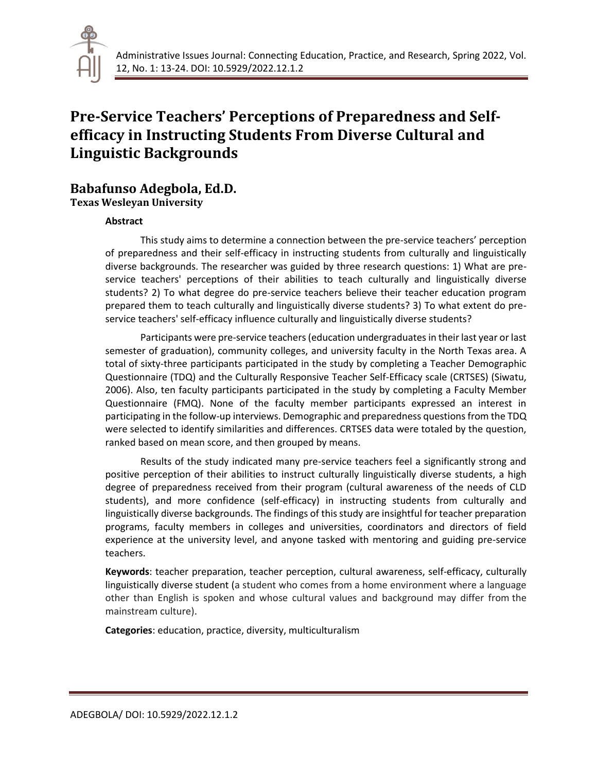# Pre-Service Teachers' Perceptions of Preparedness and Self-efficacy in Instructing Students From Diverse Cultural and Linguistic Backgrounds

## Babafunso Adegbola, Ed.D.

**Texas Wesleyan University**

**Abstract**

This study aims to determine a connection between the pre-service teachers' perception of preparedness and their self-efficacy in instructing students from culturally and linguistically diverse backgrounds. The researcher was guided by three research questions: 1) What are pre-service teachers' perceptions of their abilities to teach culturally and linguistically diverse students? 2) To what degree do pre-service teachers believe their teacher education program prepared them to teach culturally and linguistically diverse students? 3) To what extent do pre-service teachers' self-efficacy influence culturally and linguistically diverse students?

Participants were pre-service teachers (education undergraduates in their last year or last semester of graduation), community colleges, and university faculty in the North Texas area. A total of sixty-three participants participated in the study by completing a Teacher Demographic Questionnaire (TDQ) and the Culturally Responsive Teacher Self-Efficacy scale (CRTSES) (Siwatu, 2006). Also, ten faculty participants participated in the study by completing a Faculty Member Questionnaire (FMQ). None of the faculty member participants expressed an interest in participating in the follow-up interviews. Demographic and preparedness questions from the TDQ were selected to identify similarities and differences. CRTSES data were totaled by the question, ranked based on mean score, and then grouped by means.

Results of the study indicated many pre-service teachers feel a significantly strong and positive perception of their abilities to instruct culturally linguistically diverse students, a high degree of preparedness received from their program (cultural awareness of the needs of CLD students), and more confidence (self-efficacy) in instructing students from culturally and linguistically diverse backgrounds. The findings of this study are insightful for teacher preparation programs, faculty members in colleges and universities, coordinators and directors of field experience at the university level, and anyone tasked with mentoring and guiding pre-service teachers.

**Keywords**: teacher preparation, teacher perception, cultural awareness, self-efficacy, culturally linguistically diverse student (a student who comes from a home environment where a language other than English is spoken and whose cultural values and background may differ from the mainstream culture).

**Categories**: education, practice, diversity, multiculturalism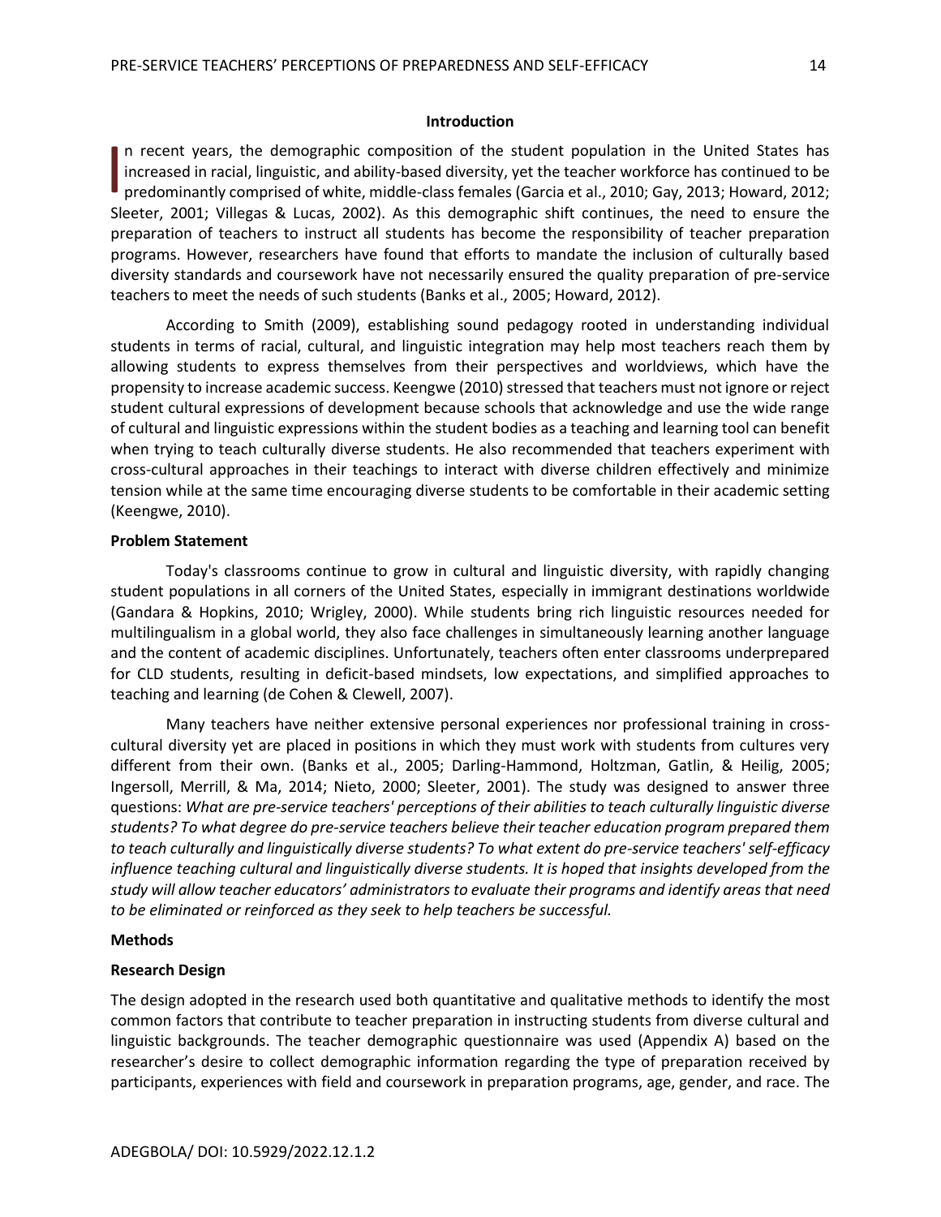## Introduction

In recent years, the demographic composition of the student population in the United States has increased in racial, linguistic, and ability-based diversity, yet the teacher workforce has continued to be predominantly comprised of white, middle-class females (Garcia et al., 2010; Gay, 2013; Howard, 2012; Sleeter, 2001; Villegas & Lucas, 2002). As this demographic shift continues, the need to ensure the preparation of teachers to instruct all students has become the responsibility of teacher preparation programs. However, researchers have found that efforts to mandate the inclusion of culturally based diversity standards and coursework have not necessarily ensured the quality preparation of pre-service teachers to meet the needs of such students (Banks et al., 2005; Howard, 2012).

According to Smith (2009), establishing sound pedagogy rooted in understanding individual students in terms of racial, cultural, and linguistic integration may help most teachers reach them by allowing students to express themselves from their perspectives and worldviews, which have the propensity to increase academic success. Keengwe (2010) stressed that teachers must not ignore or reject student cultural expressions of development because schools that acknowledge and use the wide range of cultural and linguistic expressions within the student bodies as a teaching and learning tool can benefit when trying to teach culturally diverse students. He also recommended that teachers experiment with cross-cultural approaches in their teachings to interact with diverse children effectively and minimize tension while at the same time encouraging diverse students to be comfortable in their academic setting (Keengwe, 2010).

### Problem Statement

Today's classrooms continue to grow in cultural and linguistic diversity, with rapidly changing student populations in all corners of the United States, especially in immigrant destinations worldwide (Gandara & Hopkins, 2010; Wrigley, 2000). While students bring rich linguistic resources needed for multilingualism in a global world, they also face challenges in simultaneously learning another language and the content of academic disciplines. Unfortunately, teachers often enter classrooms underprepared for CLD students, resulting in deficit-based mindsets, low expectations, and simplified approaches to teaching and learning (de Cohen & Clewell, 2007).

Many teachers have neither extensive personal experiences nor professional training in cross-cultural diversity yet are placed in positions in which they must work with students from cultures very different from their own. (Banks et al., 2005; Darling-Hammond, Holtzman, Gatlin, & Heilig, 2005; Ingersoll, Merrill, & Ma, 2014; Nieto, 2000; Sleeter, 2001). The study was designed to answer three questions: *What are pre-service teachers' perceptions of their abilities to teach culturally linguistic diverse students? To what degree do pre-service teachers believe their teacher education program prepared them to teach culturally and linguistically diverse students? To what extent do pre-service teachers' self-efficacy influence teaching cultural and linguistically diverse students. It is hoped that insights developed from the study will allow teacher educators' administrators to evaluate their programs and identify areas that need to be eliminated or reinforced as they seek to help teachers be successful.*

## Methods

### Research Design

The design adopted in the research used both quantitative and qualitative methods to identify the most common factors that contribute to teacher preparation in instructing students from diverse cultural and linguistic backgrounds. The teacher demographic questionnaire was used (Appendix A) based on the researcher's desire to collect demographic information regarding the type of preparation received by participants, experiences with field and coursework in preparation programs, age, gender, and race. The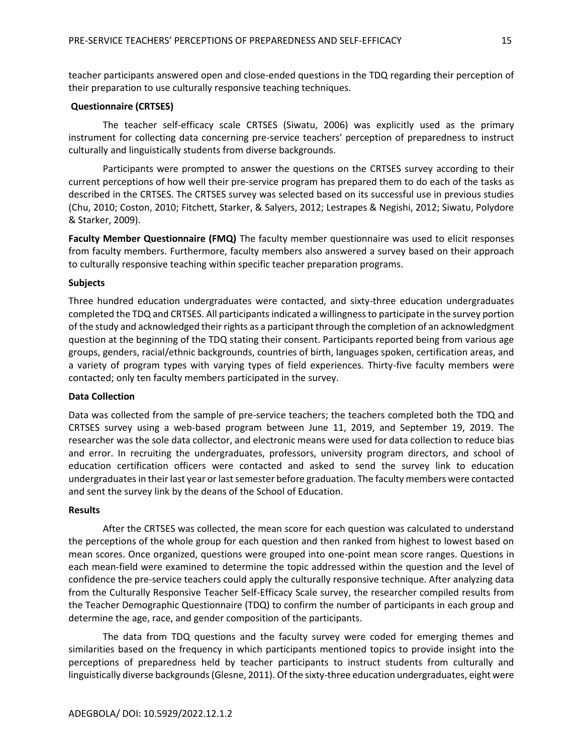teacher participants answered open and close-ended questions in the TDQ regarding their perception of their preparation to use culturally responsive teaching techniques.

**Questionnaire (CRTSES)**

The teacher self-efficacy scale CRTSES (Siwatu, 2006) was explicitly used as the primary instrument for collecting data concerning pre-service teachers' perception of preparedness to instruct culturally and linguistically students from diverse backgrounds.

Participants were prompted to answer the questions on the CRTSES survey according to their current perceptions of how well their pre-service program has prepared them to do each of the tasks as described in the CRTSES. The CRTSES survey was selected based on its successful use in previous studies (Chu, 2010; Coston, 2010; Fitchett, Starker, & Salyers, 2012; Lestrapes & Negishi, 2012; Siwatu, Polydore & Starker, 2009).

**Faculty Member Questionnaire (FMQ)** The faculty member questionnaire was used to elicit responses from faculty members. Furthermore, faculty members also answered a survey based on their approach to culturally responsive teaching within specific teacher preparation programs.

**Subjects**

Three hundred education undergraduates were contacted, and sixty-three education undergraduates completed the TDQ and CRTSES. All participants indicated a willingness to participate in the survey portion of the study and acknowledged their rights as a participant through the completion of an acknowledgment question at the beginning of the TDQ stating their consent. Participants reported being from various age groups, genders, racial/ethnic backgrounds, countries of birth, languages spoken, certification areas, and a variety of program types with varying types of field experiences. Thirty-five faculty members were contacted; only ten faculty members participated in the survey.

**Data Collection**

Data was collected from the sample of pre-service teachers; the teachers completed both the TDQ and CRTSES survey using a web-based program between June 11, 2019, and September 19, 2019. The researcher was the sole data collector, and electronic means were used for data collection to reduce bias and error. In recruiting the undergraduates, professors, university program directors, and school of education certification officers were contacted and asked to send the survey link to education undergraduates in their last year or last semester before graduation. The faculty members were contacted and sent the survey link by the deans of the School of Education.

**Results**

After the CRTSES was collected, the mean score for each question was calculated to understand the perceptions of the whole group for each question and then ranked from highest to lowest based on mean scores. Once organized, questions were grouped into one-point mean score ranges. Questions in each mean-field were examined to determine the topic addressed within the question and the level of confidence the pre-service teachers could apply the culturally responsive technique. After analyzing data from the Culturally Responsive Teacher Self-Efficacy Scale survey, the researcher compiled results from the Teacher Demographic Questionnaire (TDQ) to confirm the number of participants in each group and determine the age, race, and gender composition of the participants.

The data from TDQ questions and the faculty survey were coded for emerging themes and similarities based on the frequency in which participants mentioned topics to provide insight into the perceptions of preparedness held by teacher participants to instruct students from culturally and linguistically diverse backgrounds (Glesne, 2011). Of the sixty-three education undergraduates, eight were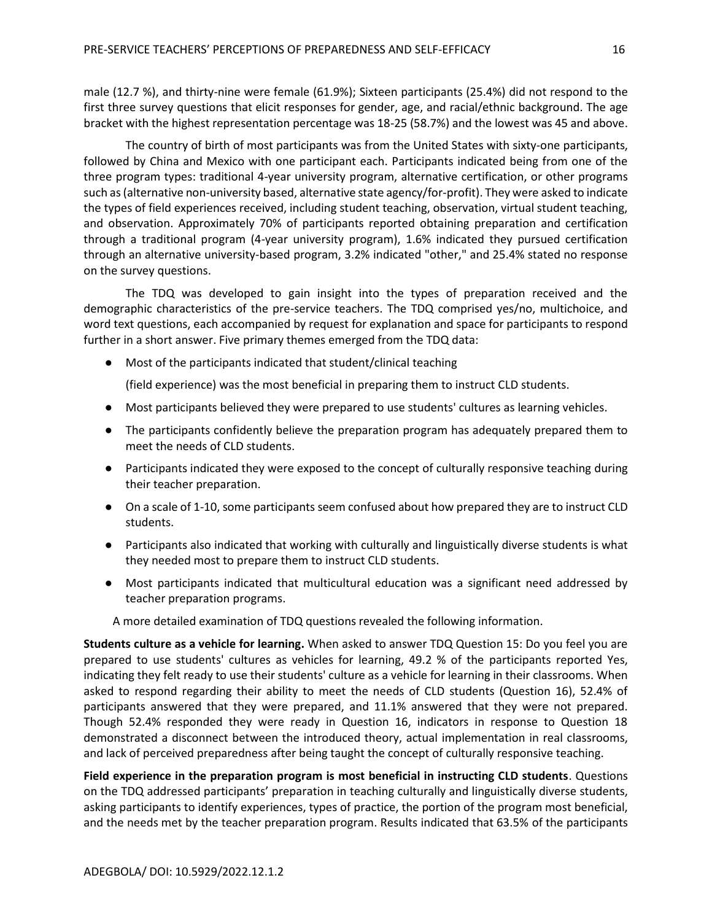male (12.7 %), and thirty-nine were female (61.9%); Sixteen participants (25.4%) did not respond to the first three survey questions that elicit responses for gender, age, and racial/ethnic background. The age bracket with the highest representation percentage was 18-25 (58.7%) and the lowest was 45 and above.

The country of birth of most participants was from the United States with sixty-one participants, followed by China and Mexico with one participant each. Participants indicated being from one of the three program types: traditional 4-year university program, alternative certification, or other programs such as (alternative non-university based, alternative state agency/for-profit). They were asked to indicate the types of field experiences received, including student teaching, observation, virtual student teaching, and observation. Approximately 70% of participants reported obtaining preparation and certification through a traditional program (4-year university program), 1.6% indicated they pursued certification through an alternative university-based program, 3.2% indicated "other," and 25.4% stated no response on the survey questions.

The TDQ was developed to gain insight into the types of preparation received and the demographic characteristics of the pre-service teachers. The TDQ comprised yes/no, multichoice, and word text questions, each accompanied by request for explanation and space for participants to respond further in a short answer. Five primary themes emerged from the TDQ data:

- Most of the participants indicated that student/clinical teaching (field experience) was the most beneficial in preparing them to instruct CLD students.
- Most participants believed they were prepared to use students' cultures as learning vehicles.
- The participants confidently believe the preparation program has adequately prepared them to meet the needs of CLD students.
- Participants indicated they were exposed to the concept of culturally responsive teaching during their teacher preparation.
- On a scale of 1-10, some participants seem confused about how prepared they are to instruct CLD students.
- Participants also indicated that working with culturally and linguistically diverse students is what they needed most to prepare them to instruct CLD students.
- Most participants indicated that multicultural education was a significant need addressed by teacher preparation programs.

A more detailed examination of TDQ questions revealed the following information.

**Students culture as a vehicle for learning.** When asked to answer TDQ Question 15: Do you feel you are prepared to use students' cultures as vehicles for learning, 49.2 % of the participants reported Yes, indicating they felt ready to use their students' culture as a vehicle for learning in their classrooms. When asked to respond regarding their ability to meet the needs of CLD students (Question 16), 52.4% of participants answered that they were prepared, and 11.1% answered that they were not prepared. Though 52.4% responded they were ready in Question 16, indicators in response to Question 18 demonstrated a disconnect between the introduced theory, actual implementation in real classrooms, and lack of perceived preparedness after being taught the concept of culturally responsive teaching.

**Field experience in the preparation program is most beneficial in instructing CLD students**. Questions on the TDQ addressed participants' preparation in teaching culturally and linguistically diverse students, asking participants to identify experiences, types of practice, the portion of the program most beneficial, and the needs met by the teacher preparation program. Results indicated that 63.5% of the participants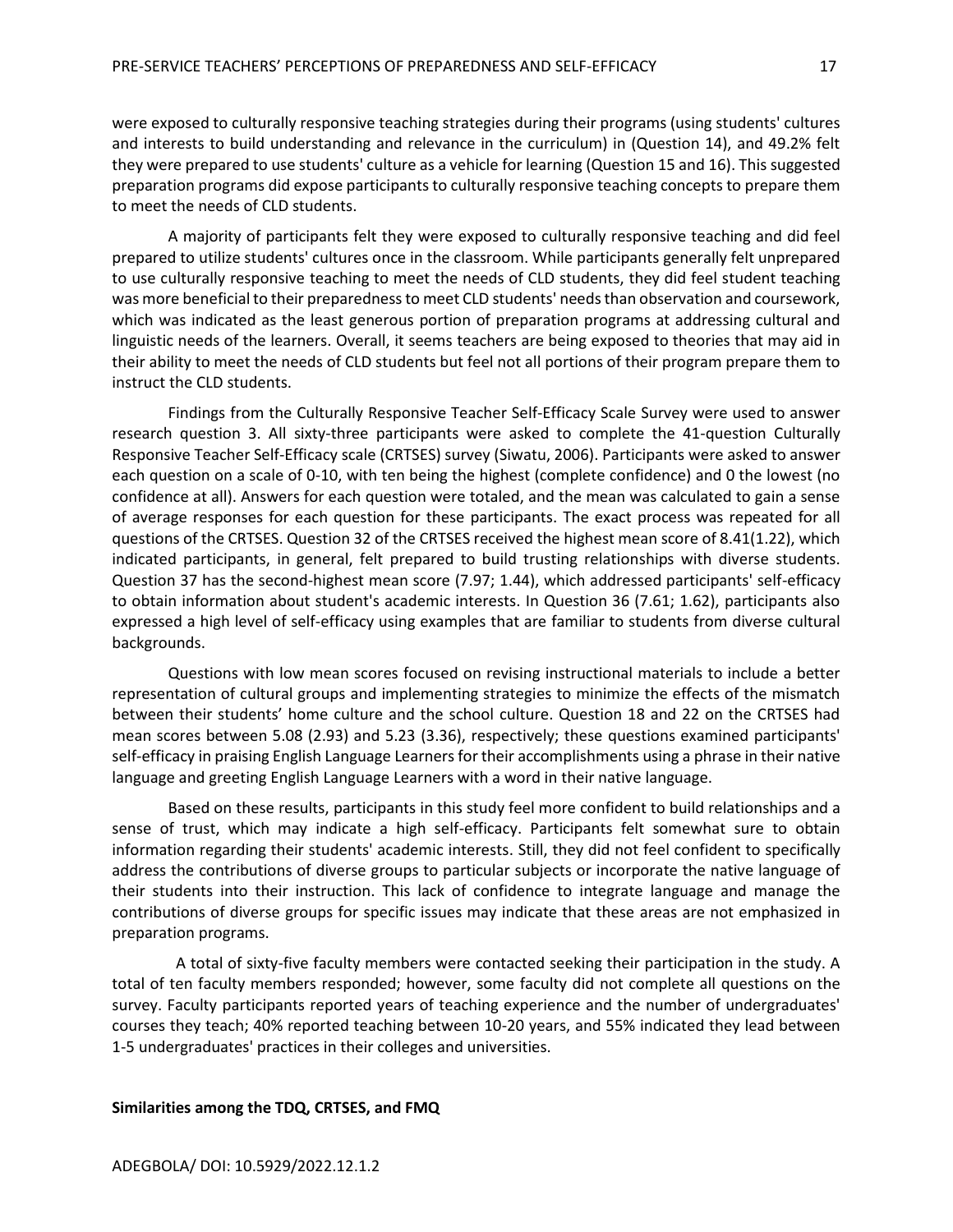were exposed to culturally responsive teaching strategies during their programs (using students' cultures and interests to build understanding and relevance in the curriculum) in (Question 14), and 49.2% felt they were prepared to use students' culture as a vehicle for learning (Question 15 and 16). This suggested preparation programs did expose participants to culturally responsive teaching concepts to prepare them to meet the needs of CLD students.

A majority of participants felt they were exposed to culturally responsive teaching and did feel prepared to utilize students' cultures once in the classroom. While participants generally felt unprepared to use culturally responsive teaching to meet the needs of CLD students, they did feel student teaching was more beneficial to their preparedness to meet CLD students' needs than observation and coursework, which was indicated as the least generous portion of preparation programs at addressing cultural and linguistic needs of the learners. Overall, it seems teachers are being exposed to theories that may aid in their ability to meet the needs of CLD students but feel not all portions of their program prepare them to instruct the CLD students.

Findings from the Culturally Responsive Teacher Self-Efficacy Scale Survey were used to answer research question 3. All sixty-three participants were asked to complete the 41-question Culturally Responsive Teacher Self-Efficacy scale (CRTSES) survey (Siwatu, 2006). Participants were asked to answer each question on a scale of 0-10, with ten being the highest (complete confidence) and 0 the lowest (no confidence at all). Answers for each question were totaled, and the mean was calculated to gain a sense of average responses for each question for these participants. The exact process was repeated for all questions of the CRTSES. Question 32 of the CRTSES received the highest mean score of 8.41(1.22), which indicated participants, in general, felt prepared to build trusting relationships with diverse students. Question 37 has the second-highest mean score (7.97; 1.44), which addressed participants' self-efficacy to obtain information about student's academic interests. In Question 36 (7.61; 1.62), participants also expressed a high level of self-efficacy using examples that are familiar to students from diverse cultural backgrounds.

Questions with low mean scores focused on revising instructional materials to include a better representation of cultural groups and implementing strategies to minimize the effects of the mismatch between their students' home culture and the school culture. Question 18 and 22 on the CRTSES had mean scores between 5.08 (2.93) and 5.23 (3.36), respectively; these questions examined participants' self-efficacy in praising English Language Learners for their accomplishments using a phrase in their native language and greeting English Language Learners with a word in their native language.

Based on these results, participants in this study feel more confident to build relationships and a sense of trust, which may indicate a high self-efficacy. Participants felt somewhat sure to obtain information regarding their students' academic interests. Still, they did not feel confident to specifically address the contributions of diverse groups to particular subjects or incorporate the native language of their students into their instruction. This lack of confidence to integrate language and manage the contributions of diverse groups for specific issues may indicate that these areas are not emphasized in preparation programs.

A total of sixty-five faculty members were contacted seeking their participation in the study. A total of ten faculty members responded; however, some faculty did not complete all questions on the survey. Faculty participants reported years of teaching experience and the number of undergraduates' courses they teach; 40% reported teaching between 10-20 years, and 55% indicated they lead between 1-5 undergraduates' practices in their colleges and universities.

**Similarities among the TDQ, CRTSES, and FMQ**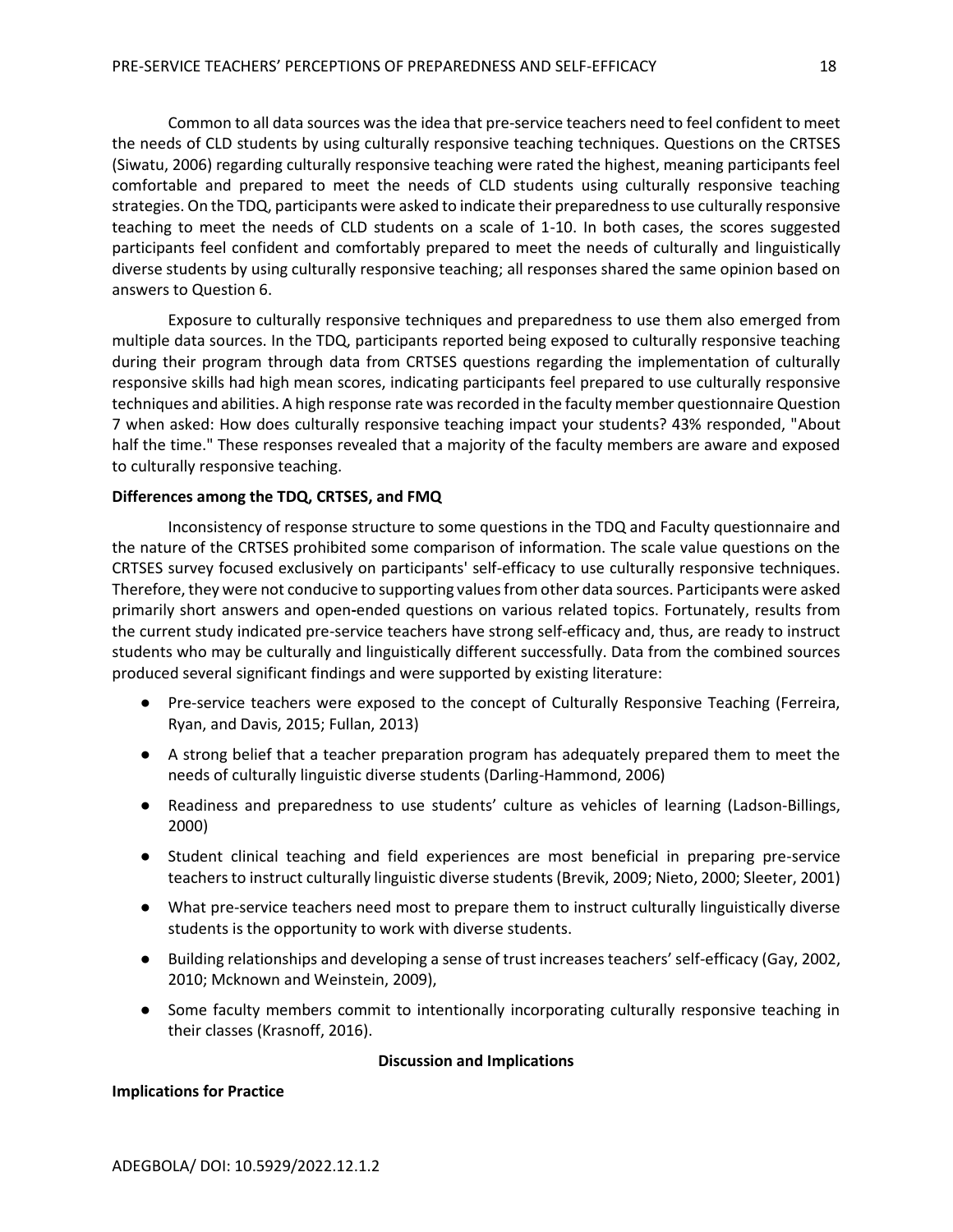Common to all data sources was the idea that pre-service teachers need to feel confident to meet the needs of CLD students by using culturally responsive teaching techniques. Questions on the CRTSES (Siwatu, 2006) regarding culturally responsive teaching were rated the highest, meaning participants feel comfortable and prepared to meet the needs of CLD students using culturally responsive teaching strategies. On the TDQ, participants were asked to indicate their preparedness to use culturally responsive teaching to meet the needs of CLD students on a scale of 1-10. In both cases, the scores suggested participants feel confident and comfortably prepared to meet the needs of culturally and linguistically diverse students by using culturally responsive teaching; all responses shared the same opinion based on answers to Question 6.

Exposure to culturally responsive techniques and preparedness to use them also emerged from multiple data sources. In the TDQ, participants reported being exposed to culturally responsive teaching during their program through data from CRTSES questions regarding the implementation of culturally responsive skills had high mean scores, indicating participants feel prepared to use culturally responsive techniques and abilities. A high response rate was recorded in the faculty member questionnaire Question 7 when asked: How does culturally responsive teaching impact your students? 43% responded, "About half the time." These responses revealed that a majority of the faculty members are aware and exposed to culturally responsive teaching.

**Differences among the TDQ, CRTSES, and FMQ**

Inconsistency of response structure to some questions in the TDQ and Faculty questionnaire and the nature of the CRTSES prohibited some comparison of information. The scale value questions on the CRTSES survey focused exclusively on participants' self-efficacy to use culturally responsive techniques. Therefore, they were not conducive to supporting values from other data sources. Participants were asked primarily short answers and open-ended questions on various related topics. Fortunately, results from the current study indicated pre-service teachers have strong self-efficacy and, thus, are ready to instruct students who may be culturally and linguistically different successfully. Data from the combined sources produced several significant findings and were supported by existing literature:

- Pre-service teachers were exposed to the concept of Culturally Responsive Teaching (Ferreira, Ryan, and Davis, 2015; Fullan, 2013)
- A strong belief that a teacher preparation program has adequately prepared them to meet the needs of culturally linguistic diverse students (Darling-Hammond, 2006)
- Readiness and preparedness to use students' culture as vehicles of learning (Ladson-Billings, 2000)
- Student clinical teaching and field experiences are most beneficial in preparing pre-service teachers to instruct culturally linguistic diverse students (Brevik, 2009; Nieto, 2000; Sleeter, 2001)
- What pre-service teachers need most to prepare them to instruct culturally linguistically diverse students is the opportunity to work with diverse students.
- Building relationships and developing a sense of trust increases teachers' self-efficacy (Gay, 2002, 2010; Mcknown and Weinstein, 2009),
- Some faculty members commit to intentionally incorporating culturally responsive teaching in their classes (Krasnoff, 2016).

## Discussion and Implications

**Implications for Practice**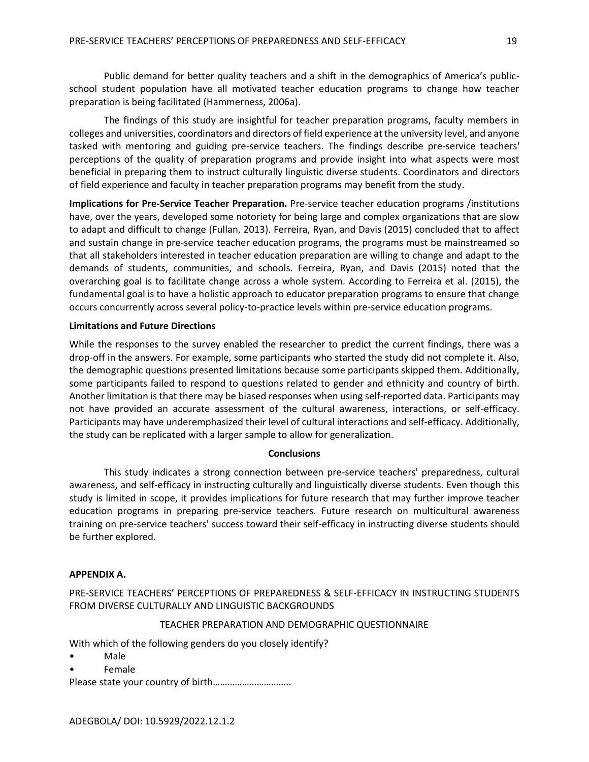Public demand for better quality teachers and a shift in the demographics of America's public-school student population have all motivated teacher education programs to change how teacher preparation is being facilitated (Hammerness, 2006a).

The findings of this study are insightful for teacher preparation programs, faculty members in colleges and universities, coordinators and directors of field experience at the university level, and anyone tasked with mentoring and guiding pre-service teachers. The findings describe pre-service teachers' perceptions of the quality of preparation programs and provide insight into what aspects were most beneficial in preparing them to instruct culturally linguistic diverse students. Coordinators and directors of field experience and faculty in teacher preparation programs may benefit from the study.

**Implications for Pre-Service Teacher Preparation.** Pre-service teacher education programs /institutions have, over the years, developed some notoriety for being large and complex organizations that are slow to adapt and difficult to change (Fullan, 2013). Ferreira, Ryan, and Davis (2015) concluded that to affect and sustain change in pre-service teacher education programs, the programs must be mainstreamed so that all stakeholders interested in teacher education preparation are willing to change and adapt to the demands of students, communities, and schools. Ferreira, Ryan, and Davis (2015) noted that the overarching goal is to facilitate change across a whole system. According to Ferreira et al. (2015), the fundamental goal is to have a holistic approach to educator preparation programs to ensure that change occurs concurrently across several policy-to-practice levels within pre-service education programs.

**Limitations and Future Directions**

While the responses to the survey enabled the researcher to predict the current findings, there was a drop-off in the answers. For example, some participants who started the study did not complete it. Also, the demographic questions presented limitations because some participants skipped them. Additionally, some participants failed to respond to questions related to gender and ethnicity and country of birth. Another limitation is that there may be biased responses when using self-reported data. Participants may not have provided an accurate assessment of the cultural awareness, interactions, or self-efficacy. Participants may have underemphasized their level of cultural interactions and self-efficacy. Additionally, the study can be replicated with a larger sample to allow for generalization.

## Conclusions

This study indicates a strong connection between pre-service teachers' preparedness, cultural awareness, and self-efficacy in instructing culturally and linguistically diverse students. Even though this study is limited in scope, it provides implications for future research that may further improve teacher education programs in preparing pre-service teachers. Future research on multicultural awareness training on pre-service teachers' success toward their self-efficacy in instructing diverse students should be further explored.

**APPENDIX A.**

PRE-SERVICE TEACHERS' PERCEPTIONS OF PREPAREDNESS & SELF-EFFICACY IN INSTRUCTING STUDENTS FROM DIVERSE CULTURALLY AND LINGUISTIC BACKGROUNDS

TEACHER PREPARATION AND DEMOGRAPHIC QUESTIONNAIRE

With which of the following genders do you closely identify?

- Male
- Female

Please state your country of birth…………………………..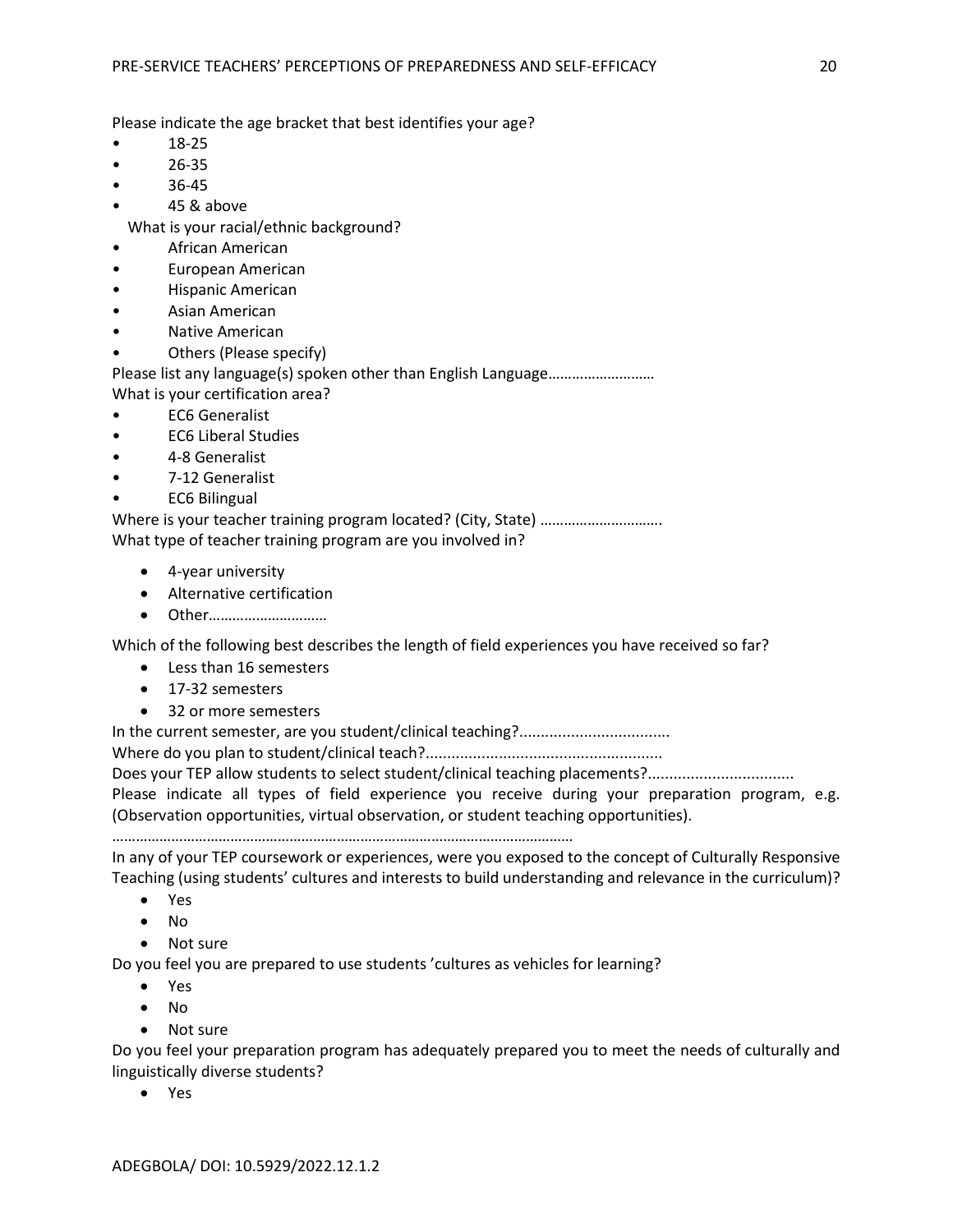Please indicate the age bracket that best identifies your age?

- 18-25
- 26-35
- 36-45
- 45 & above

What is your racial/ethnic background?

- African American
- European American
- Hispanic American
- Asian American
- Native American
- Others (Please specify)

Please list any language(s) spoken other than English Language………………………

What is your certification area?

- EC6 Generalist
- EC6 Liberal Studies
- 4-8 Generalist
- 7-12 Generalist
- EC6 Bilingual

Where is your teacher training program located? (City, State) ………………………….

What type of teacher training program are you involved in?

- 4-year university
- Alternative certification
- Other…………………………

Which of the following best describes the length of field experiences you have received so far?

- Less than 16 semesters
- 17-32 semesters
- 32 or more semesters

In the current semester, are you student/clinical teaching?..................................

Where do you plan to student/clinical teach?......................................................

Does your TEP allow students to select student/clinical teaching placements?.................................

Please indicate all types of field experience you receive during your preparation program, e.g. (Observation opportunities, virtual observation, or student teaching opportunities).

……………………………………………………………………………………………………

In any of your TEP coursework or experiences, were you exposed to the concept of Culturally Responsive Teaching (using students' cultures and interests to build understanding and relevance in the curriculum)?

- Yes
- No
- Not sure

Do you feel you are prepared to use students 'cultures as vehicles for learning?

- Yes
- No
- Not sure

Do you feel your preparation program has adequately prepared you to meet the needs of culturally and linguistically diverse students?

- Yes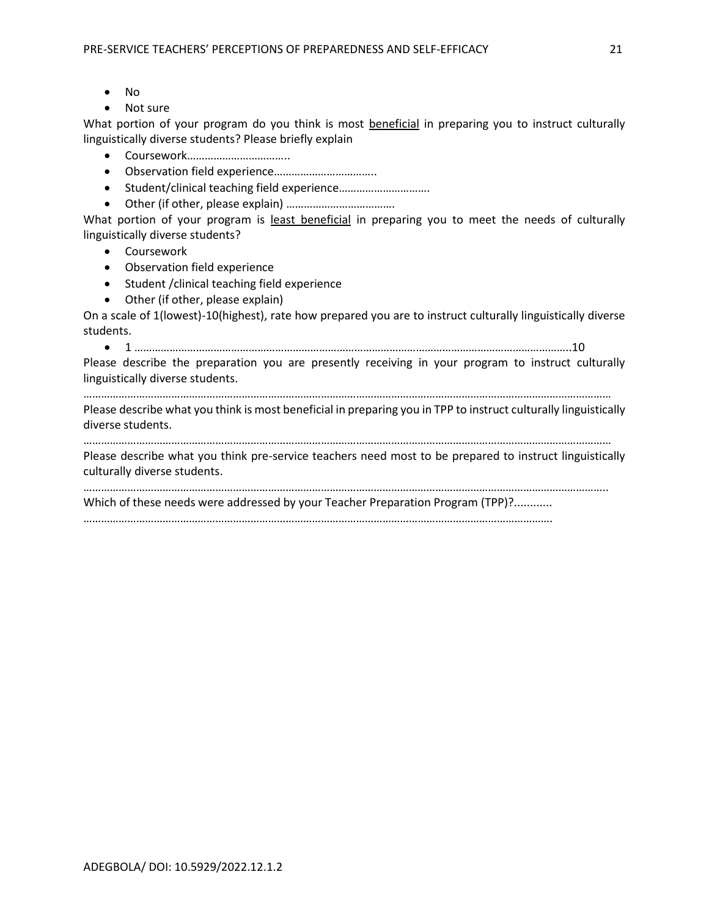- No
- Not sure

What portion of your program do you think is most <u>beneficial</u> in preparing you to instruct culturally linguistically diverse students? Please briefly explain

- Coursework……………………………..
- Observation field experience……………………………..
- Student/clinical teaching field experience………………………….
- Other (if other, please explain) ………………………………..

What portion of your program is <u>least beneficial</u> in preparing you to meet the needs of culturally linguistically diverse students?

- Coursework
- Observation field experience
- Student /clinical teaching field experience
- Other (if other, please explain)

On a scale of 1(lowest)-10(highest), rate how prepared you are to instruct culturally linguistically diverse students.

- 1 ………………………………………………………………………………………………………………………………………..10

Please describe the preparation you are presently receiving in your program to instruct culturally linguistically diverse students.

……………………………………………………………………………………………………………………………………………………………

Please describe what you think is most beneficial in preparing you in TPP to instruct culturally linguistically diverse students.

……………………………………………………………………………………………………………………………………………………………

Please describe what you think pre-service teachers need most to be prepared to instruct linguistically culturally diverse students.

…………………………………………………………………………………………………………………………………………………………..

Which of these needs were addressed by your Teacher Preparation Program (TPP)?............

……………………………………………………………………………………………………………………………………………….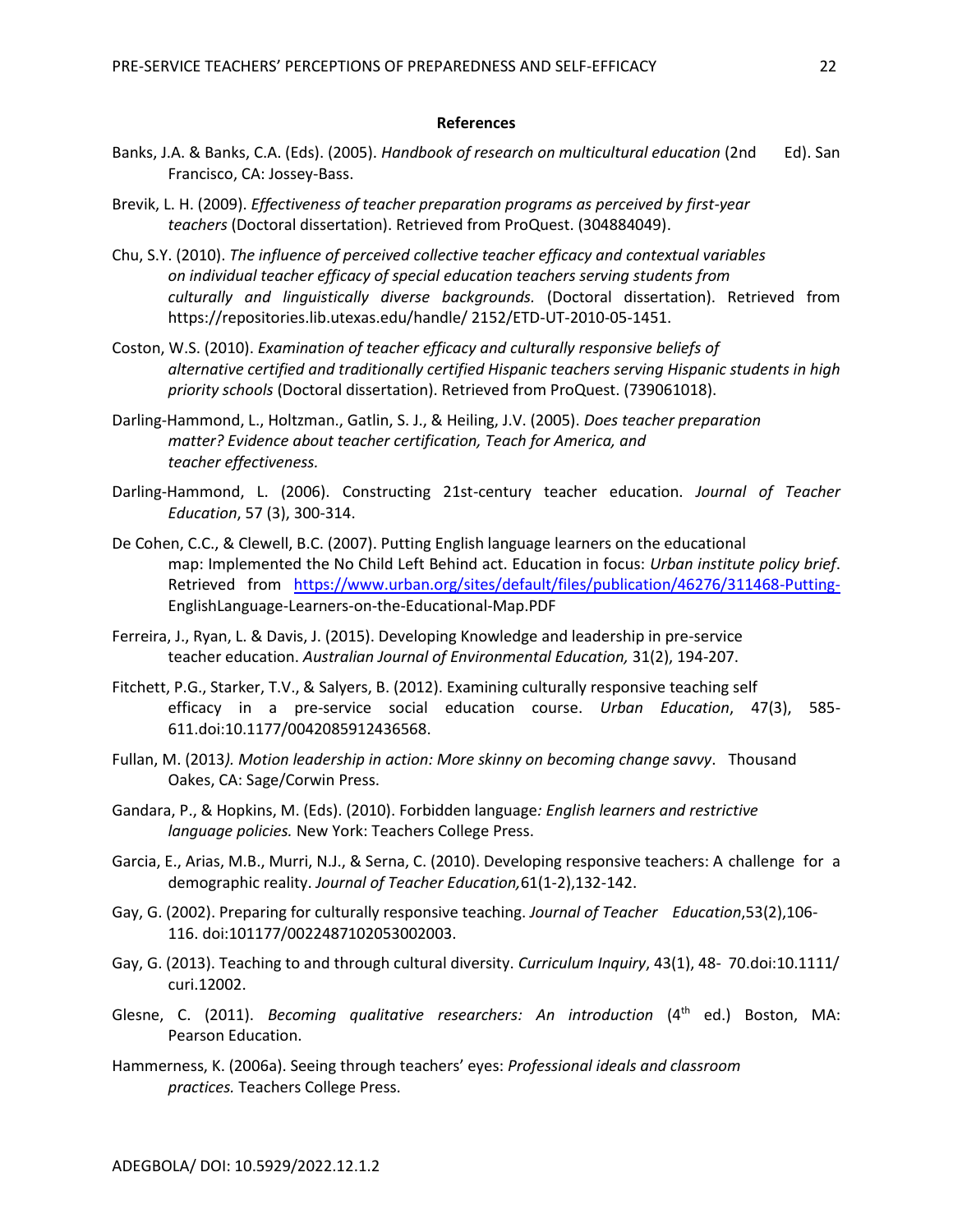**References**

Banks, J.A. & Banks, C.A. (Eds). (2005). *Handbook of research on multicultural education* (2nd Ed). San Francisco, CA: Jossey-Bass.

Brevik, L. H. (2009). *Effectiveness of teacher preparation programs as perceived by first-year teachers* (Doctoral dissertation). Retrieved from ProQuest. (304884049).

Chu, S.Y. (2010). *The influence of perceived collective teacher efficacy and contextual variables on individual teacher efficacy of special education teachers serving students from culturally and linguistically diverse backgrounds.* (Doctoral dissertation). Retrieved from https://repositories.lib.utexas.edu/handle/ 2152/ETD-UT-2010-05-1451.

Coston, W.S. (2010). *Examination of teacher efficacy and culturally responsive beliefs of alternative certified and traditionally certified Hispanic teachers serving Hispanic students in high priority schools* (Doctoral dissertation). Retrieved from ProQuest. (739061018).

Darling-Hammond, L., Holtzman., Gatlin, S. J., & Heiling, J.V. (2005). *Does teacher preparation matter? Evidence about teacher certification, Teach for America, and teacher effectiveness.*

Darling-Hammond, L. (2006). Constructing 21st-century teacher education. *Journal of Teacher Education*, 57 (3), 300-314.

De Cohen, C.C., & Clewell, B.C. (2007). Putting English language learners on the educational map: Implemented the No Child Left Behind act. Education in focus: *Urban institute policy brief*. Retrieved from https://www.urban.org/sites/default/files/publication/46276/311468-Putting-EnglishLanguage-Learners-on-the-Educational-Map.PDF

Ferreira, J., Ryan, L. & Davis, J. (2015). Developing Knowledge and leadership in pre-service teacher education. *Australian Journal of Environmental Education,* 31(2), 194-207.

Fitchett, P.G., Starker, T.V., & Salyers, B. (2012). Examining culturally responsive teaching self efficacy in a pre-service social education course. *Urban Education*, 47(3), 585-611.doi:10.1177/0042085912436568.

Fullan, M. (2013*). Motion leadership in action: More skinny on becoming change savvy*. Thousand Oakes, CA: Sage/Corwin Press.

Gandara, P., & Hopkins, M. (Eds). (2010). Forbidden language*: English learners and restrictive language policies.* New York: Teachers College Press.

Garcia, E., Arias, M.B., Murri, N.J., & Serna, C. (2010). Developing responsive teachers: A challenge for a demographic reality. *Journal of Teacher Education,*61(1-2),132-142.

Gay, G. (2002). Preparing for culturally responsive teaching. *Journal of Teacher Education*,53(2),106-116. doi:101177/0022487102053002003.

Gay, G. (2013). Teaching to and through cultural diversity. *Curriculum Inquiry*, 43(1), 48- 70.doi:10.1111/ curi.12002.

Glesne, C. (2011). *Becoming qualitative researchers: An introduction* (4th ed.) Boston, MA: Pearson Education.

Hammerness, K. (2006a). Seeing through teachers' eyes: *Professional ideals and classroom practices.* Teachers College Press.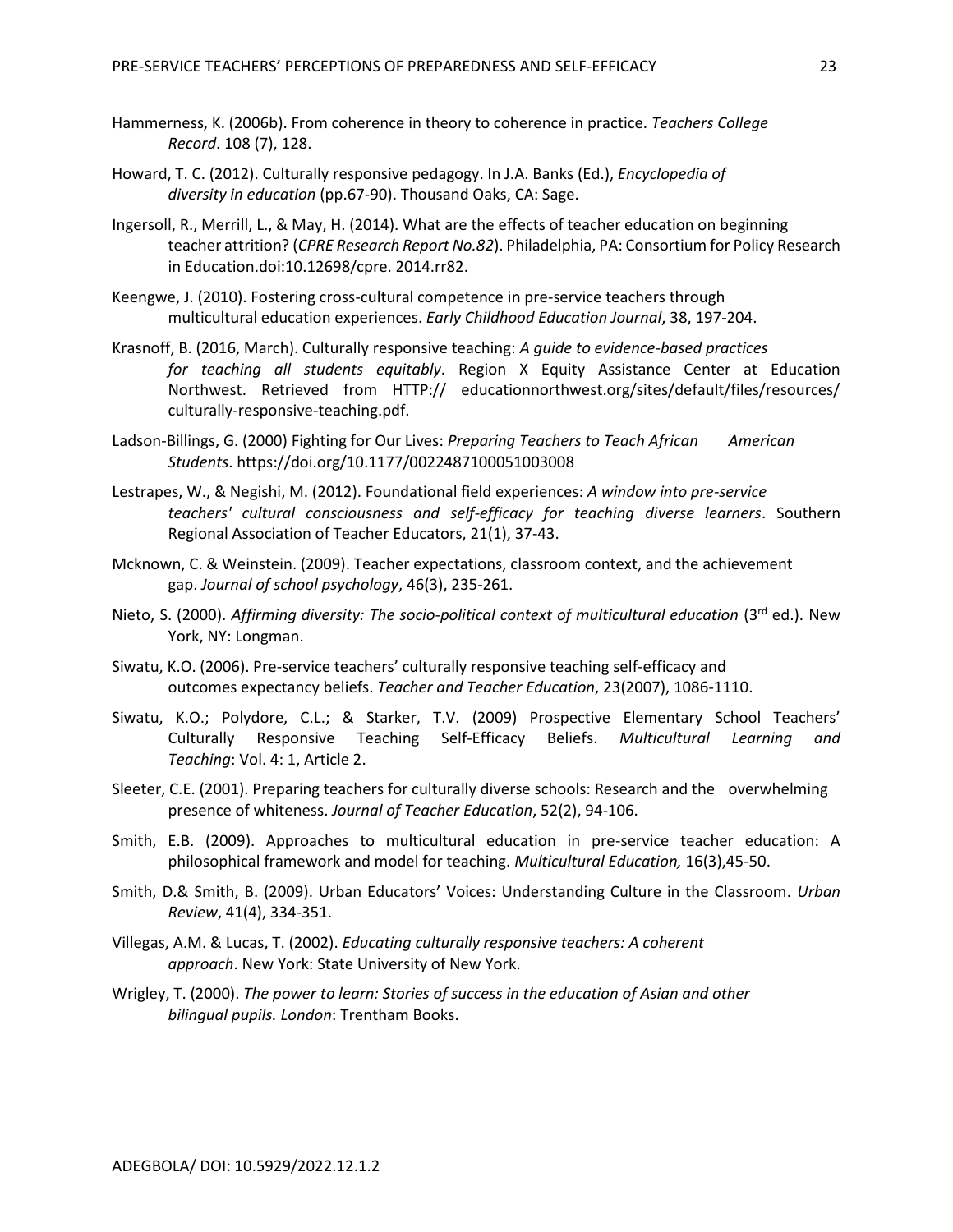Hammerness, K. (2006b). From coherence in theory to coherence in practice. *Teachers College Record*. 108 (7), 128.

Howard, T. C. (2012). Culturally responsive pedagogy. In J.A. Banks (Ed.), *Encyclopedia of diversity in education* (pp.67-90). Thousand Oaks, CA: Sage.

Ingersoll, R., Merrill, L., & May, H. (2014). What are the effects of teacher education on beginning teacher attrition? (*CPRE Research Report No.82*). Philadelphia, PA: Consortium for Policy Research in Education.doi:10.12698/cpre. 2014.rr82.

Keengwe, J. (2010). Fostering cross-cultural competence in pre-service teachers through multicultural education experiences. *Early Childhood Education Journal*, 38, 197-204.

Krasnoff, B. (2016, March). Culturally responsive teaching: *A guide to evidence-based practices for teaching all students equitably*. Region X Equity Assistance Center at Education Northwest. Retrieved from HTTP:// educationnorthwest.org/sites/default/files/resources/ culturally-responsive-teaching.pdf.

Ladson-Billings, G. (2000) Fighting for Our Lives: *Preparing Teachers to Teach African American Students*. https://doi.org/10.1177/0022487100051003008

Lestrapes, W., & Negishi, M. (2012). Foundational field experiences: *A window into pre-service teachers' cultural consciousness and self-efficacy for teaching diverse learners*. Southern Regional Association of Teacher Educators, 21(1), 37-43.

Mcknown, C. & Weinstein. (2009). Teacher expectations, classroom context, and the achievement gap. *Journal of school psychology*, 46(3), 235-261.

Nieto, S. (2000). *Affirming diversity: The socio-political context of multicultural education* (3rd ed.). New York, NY: Longman.

Siwatu, K.O. (2006). Pre-service teachers' culturally responsive teaching self-efficacy and outcomes expectancy beliefs. *Teacher and Teacher Education*, 23(2007), 1086-1110.

Siwatu, K.O.; Polydore, C.L.; & Starker, T.V. (2009) Prospective Elementary School Teachers' Culturally Responsive Teaching Self-Efficacy Beliefs. *Multicultural Learning and Teaching*: Vol. 4: 1, Article 2.

Sleeter, C.E. (2001). Preparing teachers for culturally diverse schools: Research and the overwhelming presence of whiteness. *Journal of Teacher Education*, 52(2), 94-106.

Smith, E.B. (2009). Approaches to multicultural education in pre-service teacher education: A philosophical framework and model for teaching. *Multicultural Education,* 16(3),45-50.

Smith, D.& Smith, B. (2009). Urban Educators' Voices: Understanding Culture in the Classroom. *Urban Review*, 41(4), 334-351.

Villegas, A.M. & Lucas, T. (2002). *Educating culturally responsive teachers: A coherent approach*. New York: State University of New York.

Wrigley, T. (2000). *The power to learn: Stories of success in the education of Asian and other bilingual pupils. London*: Trentham Books.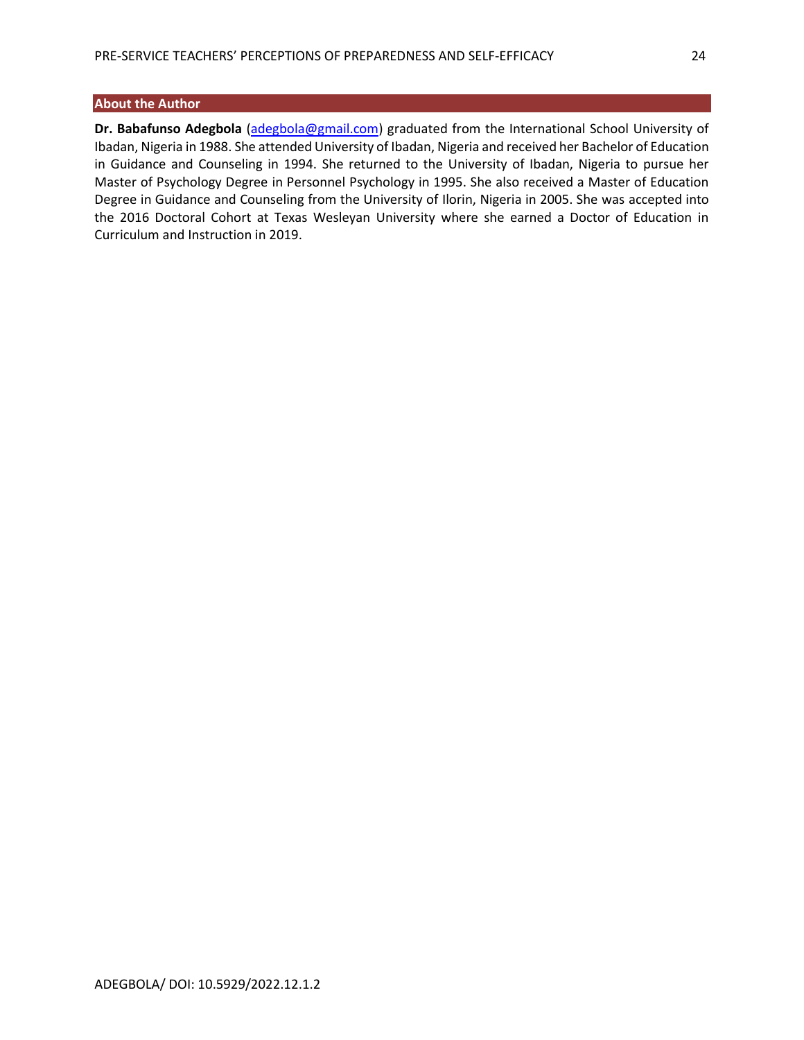## About the Author

**Dr. Babafunso Adegbola** (adegbola@gmail.com) graduated from the International School University of Ibadan, Nigeria in 1988. She attended University of Ibadan, Nigeria and received her Bachelor of Education in Guidance and Counseling in 1994. She returned to the University of Ibadan, Nigeria to pursue her Master of Psychology Degree in Personnel Psychology in 1995. She also received a Master of Education Degree in Guidance and Counseling from the University of Ilorin, Nigeria in 2005. She was accepted into the 2016 Doctoral Cohort at Texas Wesleyan University where she earned a Doctor of Education in Curriculum and Instruction in 2019.